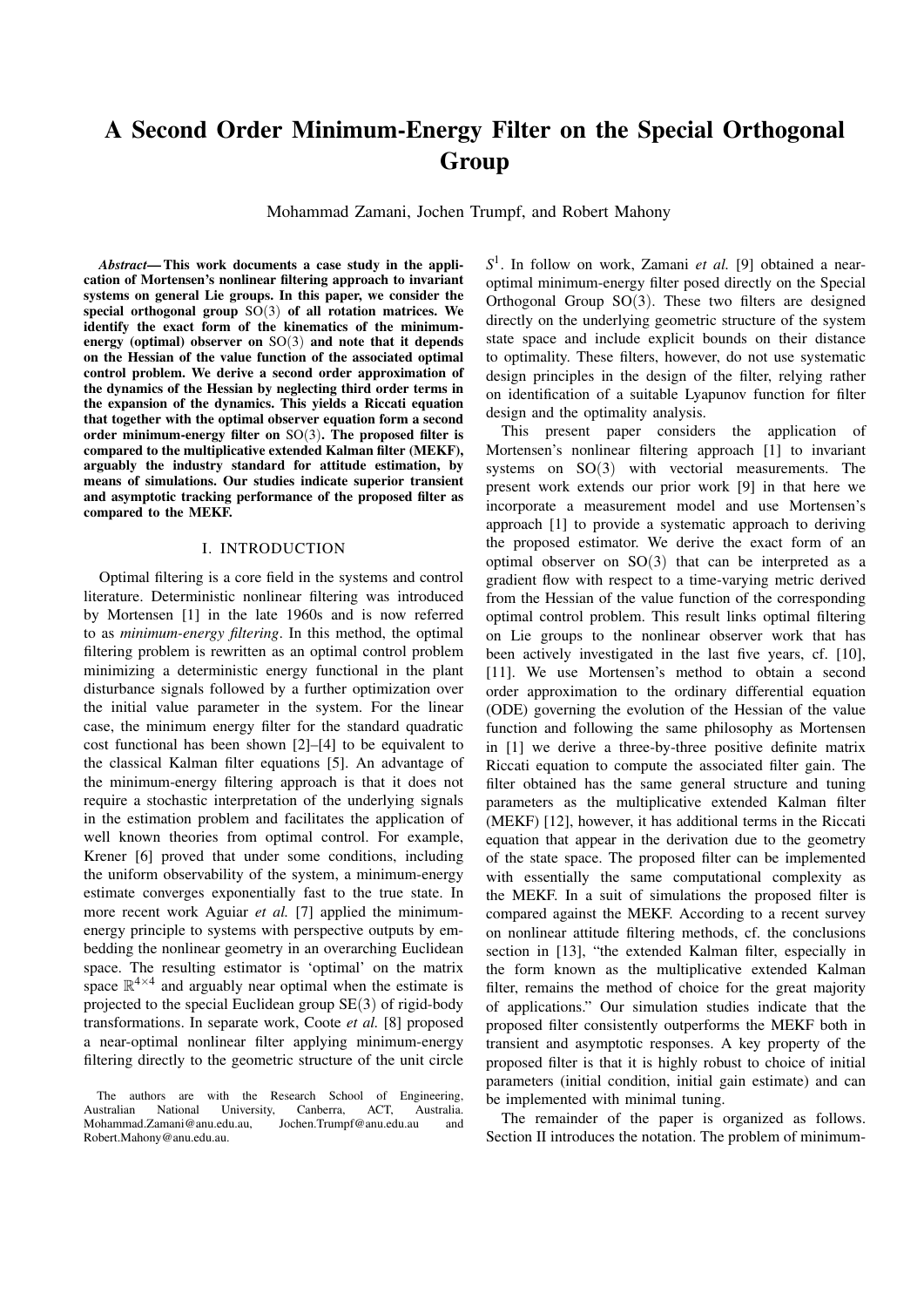# A Second Order Minimum-Energy Filter on the Special Orthogonal Group

Mohammad Zamani, Jochen Trumpf, and Robert Mahony

***Abstract*— This work documents a case study in the application of Mortensen's nonlinear filtering approach to invariant systems on general Lie groups. In this paper, we consider the special orthogonal group $\mathrm{SO}(3)$ of all rotation matrices. We identify the exact form of the kinematics of the minimum-energy (optimal) observer on $\mathrm{SO}(3)$ and note that it depends on the Hessian of the value function of the associated optimal control problem. We derive a second order approximation of the dynamics of the Hessian by neglecting third order terms in the expansion of the dynamics. This yields a Riccati equation that together with the optimal observer equation form a second order minimum-energy filter on $\mathrm{SO}(3)$. The proposed filter is compared to the multiplicative extended Kalman filter (MEKF), arguably the industry standard for attitude estimation, by means of simulations. Our studies indicate superior transient and asymptotic tracking performance of the proposed filter as compared to the MEKF.**

## I. INTRODUCTION

Optimal filtering is a core field in the systems and control literature. Deterministic nonlinear filtering was introduced by Mortensen [1] in the late 1960s and is now referred to as *minimum-energy filtering*. In this method, the optimal filtering problem is rewritten as an optimal control problem minimizing a deterministic energy functional in the plant disturbance signals followed by a further optimization over the initial value parameter in the system. For the linear case, the minimum energy filter for the standard quadratic cost functional has been shown [2]–[4] to be equivalent to the classical Kalman filter equations [5]. An advantage of the minimum-energy filtering approach is that it does not require a stochastic interpretation of the underlying signals in the estimation problem and facilitates the application of well known theories from optimal control. For example, Krener [6] proved that under some conditions, including the uniform observability of the system, a minimum-energy estimate converges exponentially fast to the true state. In more recent work Aguiar *et al.* [7] applied the minimum-energy principle to systems with perspective outputs by embedding the nonlinear geometry in an overarching Euclidean space. The resulting estimator is 'optimal' on the matrix space $\mathbb{R}^{4\times4}$ and arguably near optimal when the estimate is projected to the special Euclidean group $\mathrm{SE}(3)$ of rigid-body transformations. In separate work, Coote *et al.* [8] proposed a near-optimal nonlinear filter applying minimum-energy filtering directly to the geometric structure of the unit circle $S^1$. In follow on work, Zamani *et al.* [9] obtained a near-optimal minimum-energy filter posed directly on the Special Orthogonal Group $\mathrm{SO}(3)$. These two filters are designed directly on the underlying geometric structure of the system state space and include explicit bounds on their distance to optimality. These filters, however, do not use systematic design principles in the design of the filter, relying rather on identification of a suitable Lyapunov function for filter design and the optimality analysis.

This present paper considers the application of Mortensen's nonlinear filtering approach [1] to invariant systems on $\mathrm{SO}(3)$ with vectorial measurements. The present work extends our prior work [9] in that here we incorporate a measurement model and use Mortensen's approach [1] to provide a systematic approach to deriving the proposed estimator. We derive the exact form of an optimal observer on $\mathrm{SO}(3)$ that can be interpreted as a gradient flow with respect to a time-varying metric derived from the Hessian of the value function of the corresponding optimal control problem. This result links optimal filtering on Lie groups to the nonlinear observer work that has been actively investigated in the last five years, cf. [10], [11]. We use Mortensen's method to obtain a second order approximation to the ordinary differential equation (ODE) governing the evolution of the Hessian of the value function and following the same philosophy as Mortensen in [1] we derive a three-by-three positive definite matrix Riccati equation to compute the associated filter gain. The filter obtained has the same general structure and tuning parameters as the multiplicative extended Kalman filter (MEKF) [12], however, it has additional terms in the Riccati equation that appear in the derivation due to the geometry of the state space. The proposed filter can be implemented with essentially the same computational complexity as the MEKF. In a suit of simulations the proposed filter is compared against the MEKF. According to a recent survey on nonlinear attitude filtering methods, cf. the conclusions section in [13], "the extended Kalman filter, especially in the form known as the multiplicative extended Kalman filter, remains the method of choice for the great majority of applications." Our simulation studies indicate that the proposed filter consistently outperforms the MEKF both in transient and asymptotic responses. A key property of the proposed filter is that it is highly robust to choice of initial parameters (initial condition, initial gain estimate) and can be implemented with minimal tuning.

The remainder of the paper is organized as follows. Section II introduces the notation. The problem of minimum-

The authors are with the Research School of Engineering, Australian National University, Canberra, ACT, Australia. Mohammad.Zamani@anu.edu.au, Jochen.Trumpf@anu.edu.au and Robert.Mahony@anu.edu.au.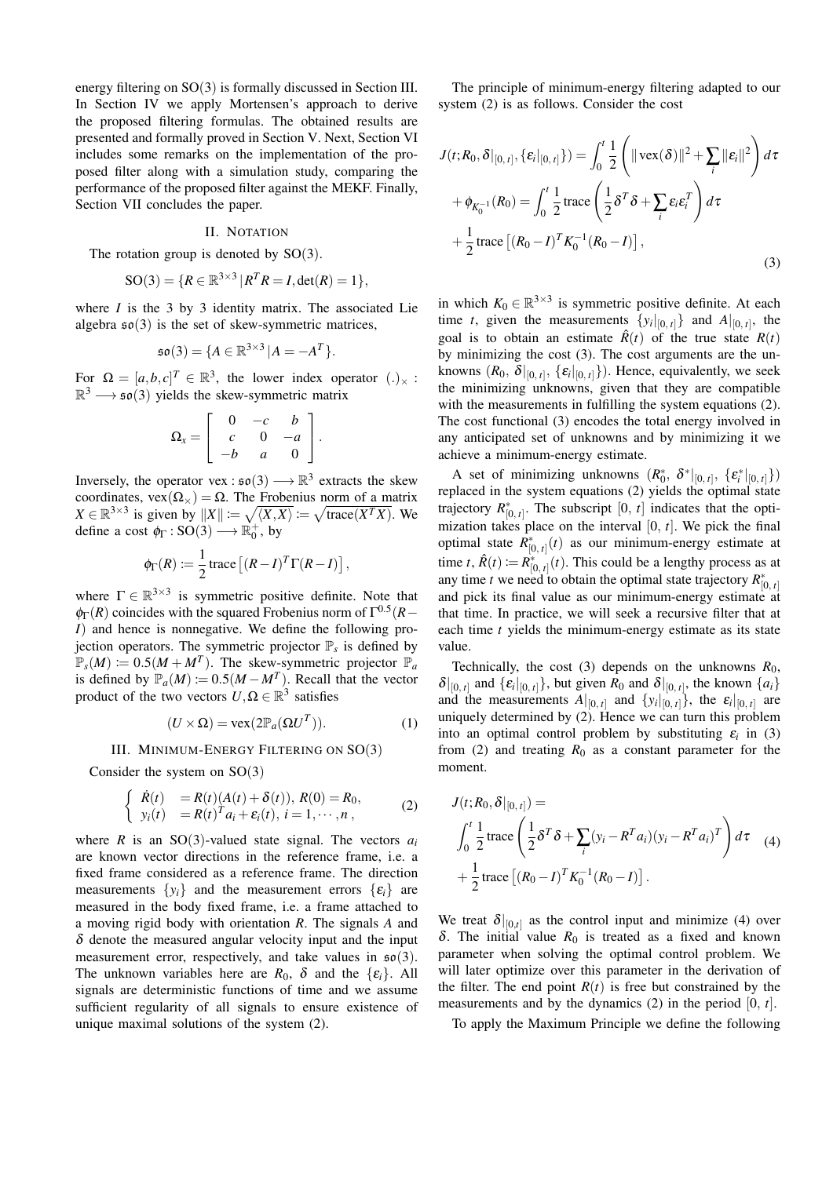energy filtering on SO(3) is formally discussed in Section III. In Section IV we apply Mortensen's approach to derive the proposed filtering formulas. The obtained results are presented and formally proved in Section V. Next, Section VI includes some remarks on the implementation of the proposed filter along with a simulation study, comparing the performance of the proposed filter against the MEKF. Finally, Section VII concludes the paper.

## II. Notation

The rotation group is denoted by SO(3).

$$\mathrm{SO}(3) = \{R \in \mathbb{R}^{3\times 3} \,|\, R^T R = I, \det(R) = 1\},$$

where $I$ is the 3 by 3 identity matrix. The associated Lie algebra $\mathfrak{so}(3)$ is the set of skew-symmetric matrices,

$$\mathfrak{so}(3) = \{A \in \mathbb{R}^{3\times 3} \,|\, A = -A^T\}.$$

For $\Omega = [a,b,c]^T \in \mathbb{R}^3$, the lower index operator $(.)_\times : \mathbb{R}^3 \longrightarrow \mathfrak{so}(3)$ yields the skew-symmetric matrix

$$\Omega_x = \begin{bmatrix} 0 & -c & b \\ c & 0 & -a \\ -b & a & 0 \end{bmatrix}.$$

Inversely, the operator vex : $\mathfrak{so}(3) \longrightarrow \mathbb{R}^3$ extracts the skew coordinates, $\mathrm{vex}(\Omega_\times) = \Omega$. The Frobenius norm of a matrix $X \in \mathbb{R}^{3\times 3}$ is given by $\|X\| := \sqrt{\langle X, X\rangle} := \sqrt{\mathrm{trace}(X^T X)}$. We define a cost $\phi_\Gamma : \mathrm{SO}(3) \longrightarrow \mathbb{R}_0^+$, by

$$\phi_\Gamma(R) := \frac{1}{2}\mathrm{trace}\left[(R-I)^T \Gamma (R-I)\right],$$

where $\Gamma \in \mathbb{R}^{3\times 3}$ is symmetric positive definite. Note that $\phi_\Gamma(R)$ coincides with the squared Frobenius norm of $\Gamma^{0.5}(R-I)$ and hence is nonnegative. We define the following projection operators. The symmetric projector $\mathbb{P}_s$ is defined by $\mathbb{P}_s(M) := 0.5(M + M^T)$. The skew-symmetric projector $\mathbb{P}_a$ is defined by $\mathbb{P}_a(M) := 0.5(M - M^T)$. Recall that the vector product of the two vectors $U, \Omega \in \mathbb{R}^3$ satisfies

$$(U \times \Omega) = \mathrm{vex}(2\mathbb{P}_a(\Omega U^T)). \tag{1}$$

## III. Minimum-Energy Filtering on SO(3)

Consider the system on SO(3)

$$\begin{cases} \dot{R}(t) &= R(t)(A(t) + \delta(t)),\ R(0) = R_0, \\ y_i(t) &= R(t)^T a_i + \varepsilon_i(t),\ i = 1, \cdots, n, \end{cases} \tag{2}$$

where $R$ is an SO(3)-valued state signal. The vectors $a_i$ are known vector directions in the reference frame, i.e. a fixed frame considered as a reference frame. The direction measurements $\{y_i\}$ and the measurement errors $\{\varepsilon_i\}$ are measured in the body fixed frame, i.e. a frame attached to a moving rigid body with orientation $R$. The signals $A$ and $\delta$ denote the measured angular velocity input and the input measurement error, respectively, and take values in $\mathfrak{so}(3)$. The unknown variables here are $R_0$, $\delta$ and the $\{\varepsilon_i\}$. All signals are deterministic functions of time and we assume sufficient regularity of all signals to ensure existence of unique maximal solutions of the system (2).

The principle of minimum-energy filtering adapted to our system (2) is as follows. Consider the cost

$$\begin{aligned} J(t; R_0, \delta|_{[0,\,t]}, \{\varepsilon_i|_{[0,\,t]}\}) &= \int_0^t \frac{1}{2}\left(\|\mathrm{vex}(\delta)\|^2 + \sum_i \|\varepsilon_i\|^2\right) d\tau \\ &+ \phi_{K_0^{-1}}(R_0) = \int_0^t \frac{1}{2}\mathrm{trace}\left(\frac{1}{2}\delta^T\delta + \sum_i \varepsilon_i \varepsilon_i^T\right) d\tau \\ &+ \frac{1}{2}\mathrm{trace}\left[(R_0 - I)^T K_0^{-1}(R_0 - I)\right], \end{aligned} \tag{3}$$

in which $K_0 \in \mathbb{R}^{3\times 3}$ is symmetric positive definite. At each time $t$, given the measurements $\{y_i|_{[0,\,t]}\}$ and $A|_{[0,\,t]}$, the goal is to obtain an estimate $\hat{R}(t)$ of the true state $R(t)$ by minimizing the cost (3). The cost arguments are the unknowns $(R_0,\ \delta|_{[0,\,t]},\ \{\varepsilon_i|_{[0,\,t]}\})$. Hence, equivalently, we seek the minimizing unknowns, given that they are compatible with the measurements in fulfilling the system equations (2). The cost functional (3) encodes the total energy involved in any anticipated set of unknowns and by minimizing it we achieve a minimum-energy estimate.

A set of minimizing unknowns $(R_0^*,\ \delta^*|_{[0,\,t]},\ \{\varepsilon_i^*|_{[0,\,t]}\})$ replaced in the system equations (2) yields the optimal state trajectory $R^*_{[0,\,t]}$. The subscript $[0,\ t]$ indicates that the optimization takes place on the interval $[0,\ t]$. We pick the final optimal state $R^*_{[0,\,t]}(t)$ as our minimum-energy estimate at time $t$, $\hat{R}(t) := R^*_{[0,\,t]}(t)$. This could be a lengthy process as at any time $t$ we need to obtain the optimal state trajectory $R^*_{[0,\,t]}$ and pick its final value as our minimum-energy estimate at that time. In practice, we will seek a recursive filter that at each time $t$ yields the minimum-energy estimate as its state value.

Technically, the cost (3) depends on the unknowns $R_0$, $\delta|_{[0,\,t]}$ and $\{\varepsilon_i|_{[0,\,t]}\}$, but given $R_0$ and $\delta|_{[0,\,t]}$, the known $\{a_i\}$ and the measurements $A|_{[0,\,t]}$ and $\{y_i|_{[0,\,t]}\}$, the $\varepsilon_i|_{[0,\,t]}$ are uniquely determined by (2). Hence we can turn this problem into an optimal control problem by substituting $\varepsilon_i$ in (3) from (2) and treating $R_0$ as a constant parameter for the moment.

$$\begin{aligned} &J(t; R_0, \delta|_{[0,\,t]}) = \\ &\int_0^t \frac{1}{2}\mathrm{trace}\left(\frac{1}{2}\delta^T\delta + \sum_i (y_i - R^T a_i)(y_i - R^T a_i)^T\right) d\tau \\ &+ \frac{1}{2}\mathrm{trace}\left[(R_0 - I)^T K_0^{-1}(R_0 - I)\right]. \end{aligned} \tag{4}$$

We treat $\delta|_{[0,t]}$ as the control input and minimize (4) over $\delta$. The initial value $R_0$ is treated as a fixed and known parameter when solving the optimal control problem. We will later optimize over this parameter in the derivation of the filter. The end point $R(t)$ is free but constrained by the measurements and by the dynamics (2) in the period $[0,\ t]$.

To apply the Maximum Principle we define the following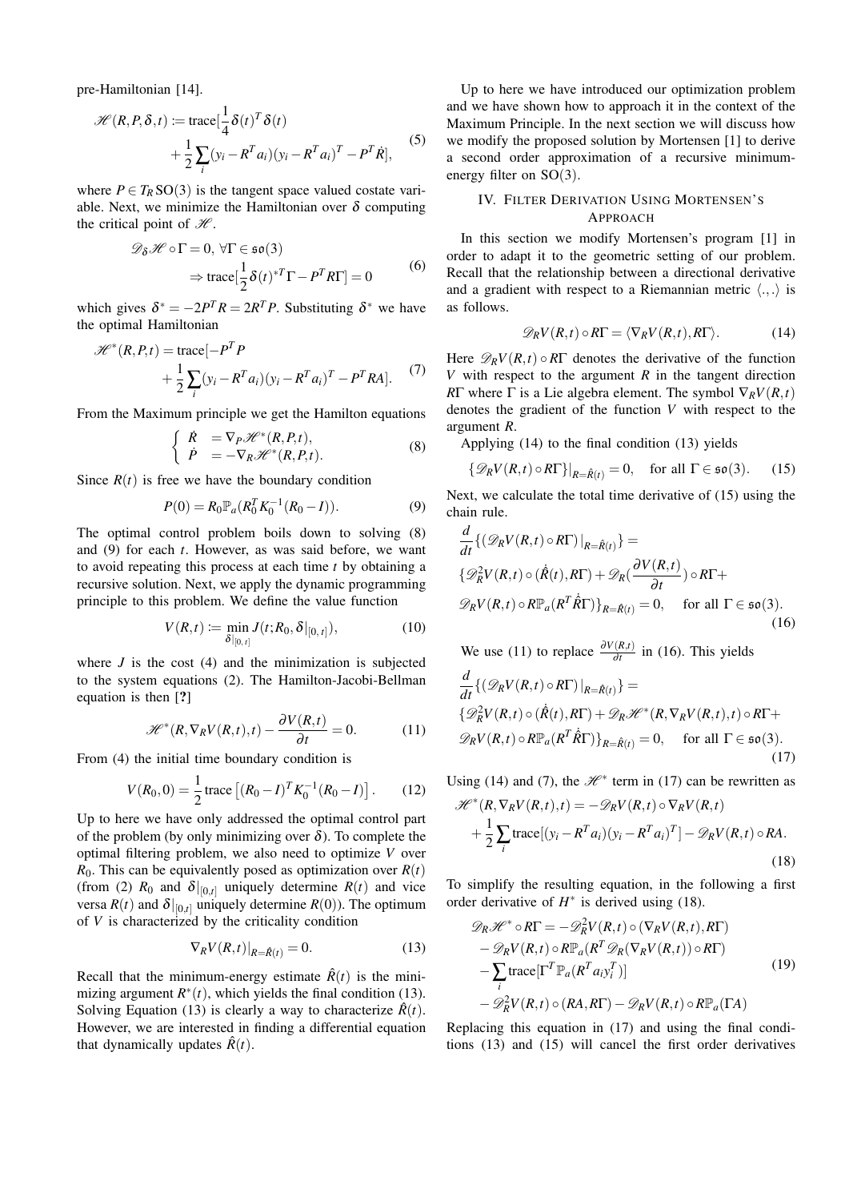pre-Hamiltonian [14].

$$\mathscr{H}(R,P,\delta,t) := \text{trace}[\frac{1}{4}\delta(t)^T\delta(t) + \frac{1}{2}\sum_i (y_i - R^T a_i)(y_i - R^T a_i)^T - P^T\dot{R}], \tag{5}$$

where $P \in T_R\,\mathrm{SO}(3)$ is the tangent space valued costate variable. Next, we minimize the Hamiltonian over $\delta$ computing the critical point of $\mathscr{H}$.

$$\begin{aligned} &\mathscr{D}_\delta \mathscr{H} \circ \Gamma = 0,\ \forall \Gamma \in \mathfrak{so}(3) \\ &\quad \Rightarrow \text{trace}[\frac{1}{2}\delta(t)^{*T}\Gamma - P^T R\Gamma] = 0 \end{aligned} \tag{6}$$

which gives $\delta^* = -2P^T R = 2R^T P$. Substituting $\delta^*$ we have the optimal Hamiltonian

$$\mathscr{H}^*(R,P,t) = \text{trace}[-P^T P + \frac{1}{2}\sum_i (y_i - R^T a_i)(y_i - R^T a_i)^T - P^T RA]. \tag{7}$$

From the Maximum principle we get the Hamilton equations

$$\begin{cases} \dot{R} &= \nabla_P \mathscr{H}^*(R,P,t), \\ \dot{P} &= -\nabla_R \mathscr{H}^*(R,P,t). \end{cases} \tag{8}$$

Since $R(t)$ is free we have the boundary condition

$$P(0) = R_0 \mathbb{P}_a(R_0^T K_0^{-1}(R_0 - I)). \tag{9}$$

The optimal control problem boils down to solving (8) and (9) for each $t$. However, as was said before, we want to avoid repeating this process at each time $t$ by obtaining a recursive solution. Next, we apply the dynamic programming principle to this problem. We define the value function

$$V(R,t) := \min_{\delta|_{[0,t]}} J(t; R_0, \delta|_{[0,t]}), \tag{10}$$

where $J$ is the cost (4) and the minimization is subjected to the system equations (2). The Hamilton-Jacobi-Bellman equation is then [?]

$$\mathscr{H}^*(R, \nabla_R V(R,t), t) - \frac{\partial V(R,t)}{\partial t} = 0. \tag{11}$$

From (4) the initial time boundary condition is

$$V(R_0, 0) = \frac{1}{2}\,\text{trace}\left[(R_0 - I)^T K_0^{-1}(R_0 - I)\right]. \tag{12}$$

Up to here we have only addressed the optimal control part of the problem (by only minimizing over $\delta$). To complete the optimal filtering problem, we also need to optimize $V$ over $R_0$. This can be equivalently posed as optimization over $R(t)$ (from (2) $R_0$ and $\delta|_{[0,t]}$ uniquely determine $R(t)$ and vice versa $R(t)$ and $\delta|_{[0,t]}$ uniquely determine $R(0)$). The optimum of $V$ is characterized by the criticality condition

$$\nabla_R V(R,t)|_{R=\hat{R}(t)} = 0. \tag{13}$$

Recall that the minimum-energy estimate $\hat{R}(t)$ is the minimizing argument $R^*(t)$, which yields the final condition (13). Solving Equation (13) is clearly a way to characterize $\hat{R}(t)$. However, we are interested in finding a differential equation that dynamically updates $\hat{R}(t)$.

Up to here we have introduced our optimization problem and we have shown how to approach it in the context of the Maximum Principle. In the next section we will discuss how we modify the proposed solution by Mortensen [1] to derive a second order approximation of a recursive minimum-energy filter on SO(3).

## IV. Filter Derivation Using Mortensen's Approach

In this section we modify Mortensen's program [1] in order to adapt it to the geometric setting of our problem. Recall that the relationship between a directional derivative and a gradient with respect to a Riemannian metric $\langle .,. \rangle$ is as follows.

$$\mathscr{D}_R V(R,t) \circ R\Gamma = \langle \nabla_R V(R,t), R\Gamma \rangle. \tag{14}$$

Here $\mathscr{D}_R V(R,t) \circ R\Gamma$ denotes the derivative of the function $V$ with respect to the argument $R$ in the tangent direction $R\Gamma$ where $\Gamma$ is a Lie algebra element. The symbol $\nabla_R V(R,t)$ denotes the gradient of the function $V$ with respect to the argument $R$.

Applying (14) to the final condition (13) yields

$$\{\mathscr{D}_R V(R,t) \circ R\Gamma\}|_{R=\hat{R}(t)} = 0, \quad \text{for all } \Gamma \in \mathfrak{so}(3). \tag{15}$$

Next, we calculate the total time derivative of (15) using the chain rule.

$$\begin{aligned} &\frac{d}{dt}\{(\mathscr{D}_R V(R,t) \circ R\Gamma)|_{R=\hat{R}(t)}\} = \\ &\{\mathscr{D}_R^2 V(R,t) \circ (\dot{\hat{R}}(t), R\Gamma) + \mathscr{D}_R(\frac{\partial V(R,t)}{\partial t}) \circ R\Gamma + \\ &\mathscr{D}_R V(R,t) \circ R\mathbb{P}_a(R^T \dot{\hat{R}}\Gamma)\}_{R=\hat{R}(t)} = 0, \quad \text{for all } \Gamma \in \mathfrak{so}(3). \end{aligned} \tag{16}$$

We use (11) to replace $\frac{\partial V(R,t)}{\partial t}$ in (16). This yields

$$\begin{aligned} &\frac{d}{dt}\{(\mathscr{D}_R V(R,t) \circ R\Gamma)|_{R=\hat{R}(t)}\} = \\ &\{\mathscr{D}_R^2 V(R,t) \circ (\dot{\hat{R}}(t), R\Gamma) + \mathscr{D}_R \mathscr{H}^*(R, \nabla_R V(R,t), t) \circ R\Gamma + \\ &\mathscr{D}_R V(R,t) \circ R\mathbb{P}_a(R^T \dot{\hat{R}}\Gamma)\}_{R=\hat{R}(t)} = 0, \quad \text{for all } \Gamma \in \mathfrak{so}(3). \end{aligned} \tag{17}$$

Using (14) and (7), the $\mathscr{H}^*$ term in (17) can be rewritten as

$$\begin{aligned} \mathscr{H}^*(R, \nabla_R V(R,t), t) &= -\mathscr{D}_R V(R,t) \circ \nabla_R V(R,t) \\ &+ \frac{1}{2}\sum_i \text{trace}[(y_i - R^T a_i)(y_i - R^T a_i)^T] - \mathscr{D}_R V(R,t) \circ RA. \end{aligned} \tag{18}$$

To simplify the resulting equation, in the following a first order derivative of $H^*$ is derived using (18).

$$\begin{aligned} \mathscr{D}_R \mathscr{H}^* \circ R\Gamma &= -\mathscr{D}_R^2 V(R,t) \circ (\nabla_R V(R,t), R\Gamma) \\ &- \mathscr{D}_R V(R,t) \circ R\mathbb{P}_a(R^T \mathscr{D}_R(\nabla_R V(R,t)) \circ R\Gamma) \\ &- \sum_i \text{trace}[\Gamma^T \mathbb{P}_a(R^T a_i y_i^T)] \\ &- \mathscr{D}_R^2 V(R,t) \circ (RA, R\Gamma) - \mathscr{D}_R V(R,t) \circ R\mathbb{P}_a(\Gamma A) \end{aligned} \tag{19}$$

Replacing this equation in (17) and using the final conditions (13) and (15) will cancel the first order derivatives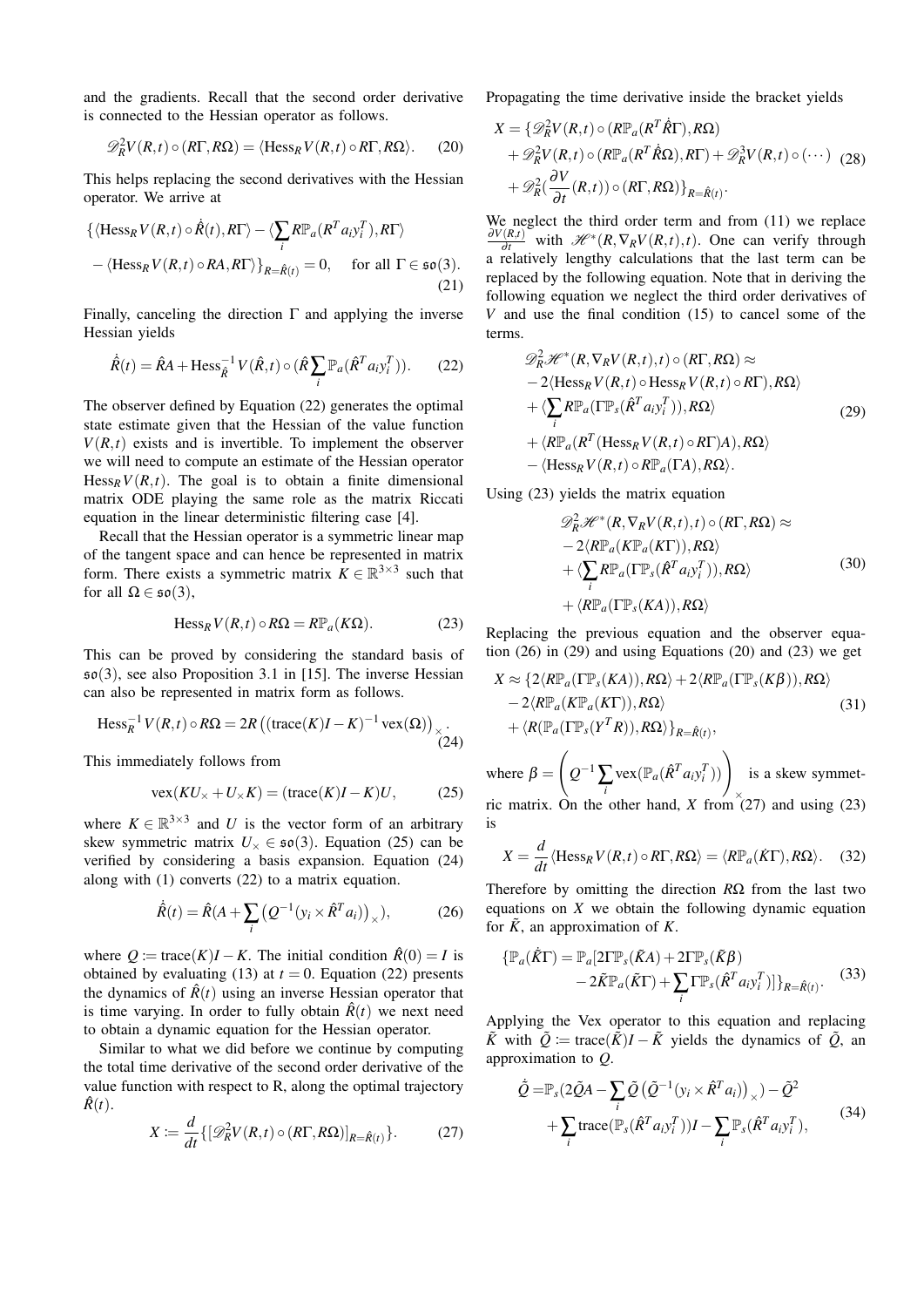and the gradients. Recall that the second order derivative is connected to the Hessian operator as follows.

$$\mathscr{D}^2_R V(R,t)\circ(R\Gamma,R\Omega)=\langle \mathrm{Hess}_R V(R,t)\circ R\Gamma,R\Omega\rangle. \tag{20}$$

This helps replacing the second derivatives with the Hessian operator. We arrive at

$$\begin{aligned}\{\langle \mathrm{Hess}_R V(R,t)\circ\dot{\hat{R}}(t),R\Gamma\rangle-\langle\sum_i R\mathbb{P}_a(R^T a_i y_i^T),R\Gamma\rangle\\ -\langle \mathrm{Hess}_R V(R,t)\circ RA,R\Gamma\rangle\}_{R=\hat{R}(t)}=0,\quad \text{for all } \Gamma\in\mathfrak{so}(3).\end{aligned} \tag{21}$$

Finally, canceling the direction $\Gamma$ and applying the inverse Hessian yields

$$\dot{\hat{R}}(t)=\hat{R}A+\mathrm{Hess}^{-1}_{\hat{R}}V(\hat{R},t)\circ(\hat{R}\sum_i\mathbb{P}_a(\hat{R}^T a_i y_i^T)). \tag{22}$$

The observer defined by Equation (22) generates the optimal state estimate given that the Hessian of the value function $V(R,t)$ exists and is invertible. To implement the observer we will need to compute an estimate of the Hessian operator $\mathrm{Hess}_R V(R,t)$. The goal is to obtain a finite dimensional matrix ODE playing the same role as the matrix Riccati equation in the linear deterministic filtering case [4].

Recall that the Hessian operator is a symmetric linear map of the tangent space and can hence be represented in matrix form. There exists a symmetric matrix $K\in\mathbb{R}^{3\times3}$ such that for all $\Omega\in\mathfrak{so}(3)$,

$$\mathrm{Hess}_R V(R,t)\circ R\Omega=R\mathbb{P}_a(K\Omega). \tag{23}$$

This can be proved by considering the standard basis of $\mathfrak{so}(3)$, see also Proposition 3.1 in [15]. The inverse Hessian can also be represented in matrix form as follows.

$$\mathrm{Hess}^{-1}_R V(R,t)\circ R\Omega=2R\left((\mathrm{trace}(K)I-K)^{-1}\mathrm{vex}(\Omega)\right)_\times. \tag{24}$$

This immediately follows from

$$\mathrm{vex}(KU_\times+U_\times K)=(\mathrm{trace}(K)I-K)U, \tag{25}$$

where $K\in\mathbb{R}^{3\times3}$ and $U$ is the vector form of an arbitrary skew symmetric matrix $U_\times\in\mathfrak{so}(3)$. Equation (25) can be verified by considering a basis expansion. Equation (24) along with (1) converts (22) to a matrix equation.

$$\dot{\hat{R}}(t)=\hat{R}(A+\sum_i\left(Q^{-1}(y_i\times\hat{R}^T a_i)\right)_\times), \tag{26}$$

where $Q:=\mathrm{trace}(K)I-K$. The initial condition $\hat{R}(0)=I$ is obtained by evaluating (13) at $t=0$. Equation (22) presents the dynamics of $\hat{R}(t)$ using an inverse Hessian operator that is time varying. In order to fully obtain $\hat{R}(t)$ we next need to obtain a dynamic equation for the Hessian operator.

Similar to what we did before we continue by computing the total time derivative of the second order derivative of the value function with respect to R, along the optimal trajectory $\hat{R}(t)$.

$$X:=\frac{d}{dt}\{[\mathscr{D}^2_R V(R,t)\circ(R\Gamma,R\Omega)]_{R=\hat{R}(t)}\}. \tag{27}$$

Propagating the time derivative inside the bracket yields

$$\begin{aligned}X=\{&\mathscr{D}^2_R V(R,t)\circ(R\mathbb{P}_a(R^T\dot{\hat{R}}\Gamma),R\Omega)\\&+\mathscr{D}^2_R V(R,t)\circ(R\mathbb{P}_a(R^T\dot{\hat{R}}\Omega),R\Gamma)+\mathscr{D}^3_R V(R,t)\circ(\cdots)\\&+\mathscr{D}^2_R(\frac{\partial V}{\partial t}(R,t))\circ(R\Gamma,R\Omega)\}_{R=\hat{R}(t)}.\end{aligned} \tag{28}$$

We neglect the third order term and from (11) we replace $\frac{\partial V(R,t)}{\partial t}$ with $\mathscr{H}^*(R,\nabla_R V(R,t),t)$. One can verify through a relatively lengthy calculations that the last term can be replaced by the following equation. Note that in deriving the following equation we neglect the third order derivatives of $V$ and use the final condition (15) to cancel some of the terms.

$$\begin{aligned}&\mathscr{D}^2_R\mathscr{H}^*(R,\nabla_R V(R,t),t)\circ(R\Gamma,R\Omega)\approx\\&-2\langle \mathrm{Hess}_R V(R,t)\circ\mathrm{Hess}_R V(R,t)\circ R\Gamma),R\Omega\rangle\\&+\langle\sum_i R\mathbb{P}_a(\Gamma\mathbb{P}_s(\hat{R}^T a_i y_i^T)),R\Omega\rangle\\&+\langle R\mathbb{P}_a(R^T(\mathrm{Hess}_R V(R,t)\circ R\Gamma)A),R\Omega\rangle\\&-\langle \mathrm{Hess}_R V(R,t)\circ R\mathbb{P}_a(\Gamma A),R\Omega\rangle.\end{aligned} \tag{29}$$

Using (23) yields the matrix equation

$$\begin{aligned}&\mathscr{D}^2_R\mathscr{H}^*(R,\nabla_R V(R,t),t)\circ(R\Gamma,R\Omega)\approx\\&-2\langle R\mathbb{P}_a(K\mathbb{P}_a(K\Gamma)),R\Omega\rangle\\&+\langle\sum_i R\mathbb{P}_a(\Gamma\mathbb{P}_s(\hat{R}^T a_i y_i^T)),R\Omega\rangle\\&+\langle R\mathbb{P}_a(\Gamma\mathbb{P}_s(KA)),R\Omega\rangle\end{aligned} \tag{30}$$

Replacing the previous equation and the observer equation (26) in (29) and using Equations (20) and (23) we get

$$\begin{aligned}X\approx\{&2\langle R\mathbb{P}_a(\Gamma\mathbb{P}_s(KA)),R\Omega\rangle+2\langle R\mathbb{P}_a(\Gamma\mathbb{P}_s(K\beta)),R\Omega\rangle\\&-2\langle R\mathbb{P}_a(K\mathbb{P}_a(K\Gamma)),R\Omega\rangle\\&+\langle R(\mathbb{P}_a(\Gamma\mathbb{P}_s(Y^T R)),R\Omega\rangle\}_{R=\hat{R}(t)},\end{aligned} \tag{31}$$

where $\beta=\left(Q^{-1}\sum_i\mathrm{vex}(\mathbb{P}_a(\hat{R}^T a_i y_i^T))\right)_\times$ is a skew symmetric matrix. On the other hand, $X$ from (27) and using (23) is

$$X=\frac{d}{dt}\langle \mathrm{Hess}_R V(R,t)\circ R\Gamma,R\Omega\rangle=\langle R\mathbb{P}_a(\dot{K}\Gamma),R\Omega\rangle. \tag{32}$$

Therefore by omitting the direction $R\Omega$ from the last two equations on $X$ we obtain the following dynamic equation for $\tilde{K}$, an approximation of $K$.

$$\begin{aligned}\{\mathbb{P}_a(\dot{\tilde{K}}\Gamma)=\mathbb{P}_a[&2\Gamma\mathbb{P}_s(\tilde{K}A)+2\Gamma\mathbb{P}_s(\tilde{K}\beta)\\&-2\tilde{K}\mathbb{P}_a(\tilde{K}\Gamma)+\sum_i\Gamma\mathbb{P}_s(\hat{R}^T a_i y_i^T)]\}_{R=\hat{R}(t)}.\end{aligned} \tag{33}$$

Applying the Vex operator to this equation and replacing $\tilde{K}$ with $\tilde{Q}:=\mathrm{trace}(\tilde{K})I-\tilde{K}$ yields the dynamics of $\tilde{Q}$, an approximation to $Q$.

$$\begin{aligned}\dot{\tilde{Q}}=&\mathbb{P}_s(2\tilde{Q}A-\sum_i\tilde{Q}\left(\tilde{Q}^{-1}(y_i\times\hat{R}^T a_i)\right)_\times)-\tilde{Q}^2\\&+\sum_i\mathrm{trace}(\mathbb{P}_s(\hat{R}^T a_i y_i^T))I-\sum_i\mathbb{P}_s(\hat{R}^T a_i y_i^T),\end{aligned} \tag{34}$$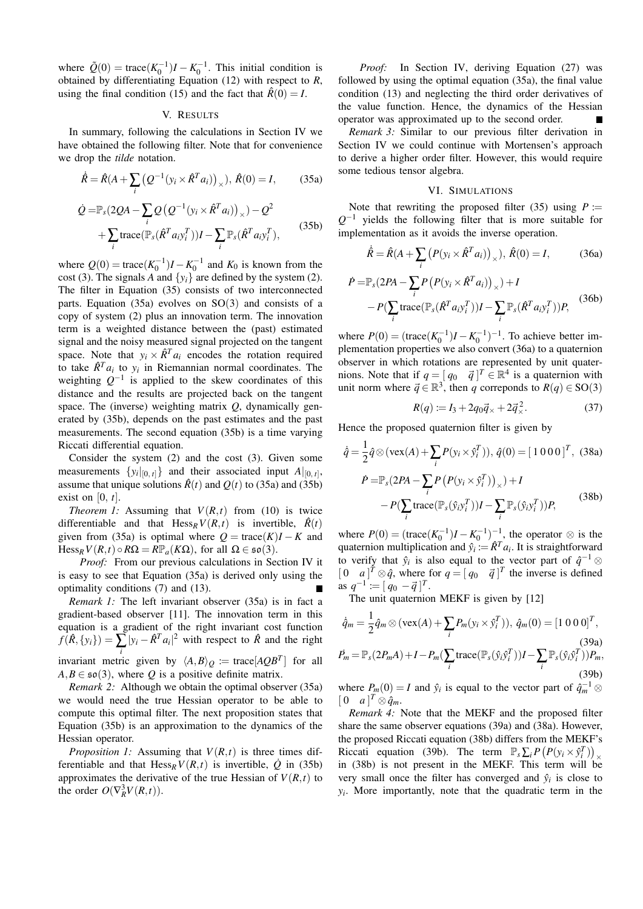where $\tilde{Q}(0) = \text{trace}(K_0^{-1})I - K_0^{-1}$. This initial condition is obtained by differentiating Equation (12) with respect to $R$, using the final condition (15) and the fact that $\hat{R}(0) = I$.

## V. RESULTS

In summary, following the calculations in Section IV we have obtained the following filter. Note that for convenience we drop the *tilde* notation.

$$\dot{\hat{R}} = \hat{R}(A + \sum_i \left(Q^{-1}(y_i \times \hat{R}^T a_i)\right)_\times),\ \hat{R}(0) = I, \tag{35a}$$

$$\begin{aligned}\dot{Q} =& \mathbb{P}_s(2QA - \sum_i Q\left(Q^{-1}(y_i \times \hat{R}^T a_i)\right)_\times) - Q^2 \\ &+ \sum_i \text{trace}(\mathbb{P}_s(\hat{R}^T a_i y_i^T))I - \sum_i \mathbb{P}_s(\hat{R}^T a_i y_i^T),\end{aligned} \tag{35b}$$

where $Q(0) = \text{trace}(K_0^{-1})I - K_0^{-1}$ and $K_0$ is known from the cost (3). The signals $A$ and $\{y_i\}$ are defined by the system (2). The filter in Equation (35) consists of two interconnected parts. Equation (35a) evolves on SO(3) and consists of a copy of system (2) plus an innovation term. The innovation term is a weighted distance between the (past) estimated signal and the noisy measured signal projected on the tangent space. Note that $y_i \times \hat{R}^T a_i$ encodes the rotation required to take $\hat{R}^T a_i$ to $y_i$ in Riemannian normal coordinates. The weighting $Q^{-1}$ is applied to the skew coordinates of this distance and the results are projected back on the tangent space. The (inverse) weighting matrix $Q$, dynamically generated by (35b), depends on the past estimates and the past measurements. The second equation (35b) is a time varying Riccati differential equation.

Consider the system (2) and the cost (3). Given some measurements $\{y_i|_{[0,\,t]}\}$ and their associated input $A|_{[0,\,t]}$, assume that unique solutions $\hat{R}(t)$ and $Q(t)$ to (35a) and (35b) exist on $[0,\,t]$.

*Theorem 1:* Assuming that $V(R,t)$ from (10) is twice differentiable and that $\text{Hess}_R V(R,t)$ is invertible, $\hat{R}(t)$ given from (35a) is optimal where $Q = \text{trace}(K)I - K$ and $\text{Hess}_R V(R,t) \circ R\Omega = R\mathbb{P}_a(K\Omega)$, for all $\Omega \in \mathfrak{so}(3)$.

*Proof:* From our previous calculations in Section IV it is easy to see that Equation (35a) is derived only using the optimality conditions (7) and (13). ∎

*Remark 1:* The left invariant observer (35a) is in fact a gradient-based observer [11]. The innovation term in this equation is a gradient of the right invariant cost function $f(\hat{R},\{y_i\}) = \sum_i |y_i - \hat{R}^T a_i|^2$ with respect to $\hat{R}$ and the right invariant metric given by $\langle A, B\rangle_Q := \text{trace}[AQB^T]$ for all $A, B \in \mathfrak{so}(3)$, where $Q$ is a positive definite matrix.

*Remark 2:* Although we obtain the optimal observer (35a) we would need the true Hessian operator to be able to compute this optimal filter. The next proposition states that Equation (35b) is an approximation to the dynamics of the Hessian operator.

*Proposition 1:* Assuming that $V(R,t)$ is three times differentiable and that $\text{Hess}_R V(R,t)$ is invertible, $\dot{Q}$ in (35b) approximates the derivative of the true Hessian of $V(R,t)$ to the order $O(\nabla_R^3 V(R,t))$.

*Proof:* In Section IV, deriving Equation (27) was followed by using the optimal equation (35a), the final value condition (13) and neglecting the third order derivatives of the value function. Hence, the dynamics of the Hessian operator was approximated up to the second order. ∎

*Remark 3:* Similar to our previous filter derivation in Section IV we could continue with Mortensen's approach to derive a higher order filter. However, this would require some tedious tensor algebra.

## VI. SIMULATIONS

Note that rewriting the proposed filter (35) using $P := Q^{-1}$ yields the following filter that is more suitable for implementation as it avoids the inverse operation.

$$\dot{\hat{R}} = \hat{R}(A + \sum_i \left(P(y_i \times \hat{R}^T a_i)\right)_\times),\ \hat{R}(0) = I, \tag{36a}$$

$$\begin{aligned}\dot{P} =& \mathbb{P}_s(2PA - \sum_i P\left(P(y_i \times \hat{R}^T a_i)\right)_\times) + I \\ &- P(\sum_i \text{trace}(\mathbb{P}_s(\hat{R}^T a_i y_i^T))I - \sum_i \mathbb{P}_s(\hat{R}^T a_i y_i^T))P,\end{aligned} \tag{36b}$$

where $P(0) = (\text{trace}(K_0^{-1})I - K_0^{-1})^{-1}$. To achieve better implementation properties we also convert (36a) to a quaternion observer in which rotations are represented by unit quaternions. Note that if $q = [\, q_0 \quad \vec{q}\,]^T \in \mathbb{R}^4$ is a quaternion with unit norm where $\vec{q} \in \mathbb{R}^3$, then $q$ correponds to $R(q) \in \text{SO}(3)$

$$R(q) := I_3 + 2q_0\vec{q}_\times + 2\vec{q}_\times^{\,2}. \tag{37}$$

Hence the proposed quaternion filter is given by

$$\dot{\hat{q}} = \frac{1}{2}\hat{q} \otimes (\text{vex}(A) + \sum_i P(y_i \times \hat{y}_i^T)),\ \hat{q}(0) = [\,1\,0\,0\,0\,]^T, \tag{38a}$$

$$\begin{aligned}\dot{P} =& \mathbb{P}_s(2PA - \sum_i P\left(P(y_i \times \hat{y}_i^T)\right)_\times) + I \\ &- P(\sum_i \text{trace}(\mathbb{P}_s(\hat{y}_i y_i^T))I - \sum_i \mathbb{P}_s(\hat{y}_i y_i^T))P,\end{aligned} \tag{38b}$$

where $P(0) = (\text{trace}(K_0^{-1})I - K_0^{-1})^{-1}$, the operator $\otimes$ is the quaternion multiplication and $\hat{y}_i := \hat{R}^T a_i$. It is straightforward to verify that $\hat{y}_i$ is also equal to the vector part of $\hat{q}^{-1} \otimes [\,0 \quad a\,]^T \otimes \hat{q}$, where for $q = [\, q_0 \quad \vec{q}\,]^T$ the inverse is defined as $q^{-1} := [\, q_0 \ -\vec{q}\,]^T$.

The unit quaternion MEKF is given by [12]

$$\dot{\hat{q}}_m = \frac{1}{2}\hat{q}_m \otimes (\text{vex}(A) + \sum_i P_m(y_i \times \hat{y}_i^T)),\ \hat{q}_m(0) = [1\,0\,0\,0]^T, \tag{39a}$$

$$\dot{P_m} = \mathbb{P}_s(2P_m A) + I - P_m(\sum_i \text{trace}(\mathbb{P}_s(\hat{y}_i \hat{y}_i^T))I - \sum_i \mathbb{P}_s(\hat{y}_i \hat{y}_i^T))P_m, \tag{39b}$$

where $P_m(0) = I$ and $\hat{y}_i$ is equal to the vector part of $\hat{q}_m^{-1} \otimes [\,0 \quad a\,]^T \otimes \hat{q}_m$.

*Remark 4:* Note that the MEKF and the proposed filter share the same observer equations (39a) and (38a). However, the proposed Riccati equation (38b) differs from the MEKF's Riccati equation (39b). The term $\mathbb{P}_s \sum_i P\left(P(y_i \times \hat{y}_i^T)\right)_\times$ in (38b) is not present in the MEKF. This term will be very small once the filter has converged and $\hat{y}_i$ is close to $y_i$. More importantly, note that the quadratic term in the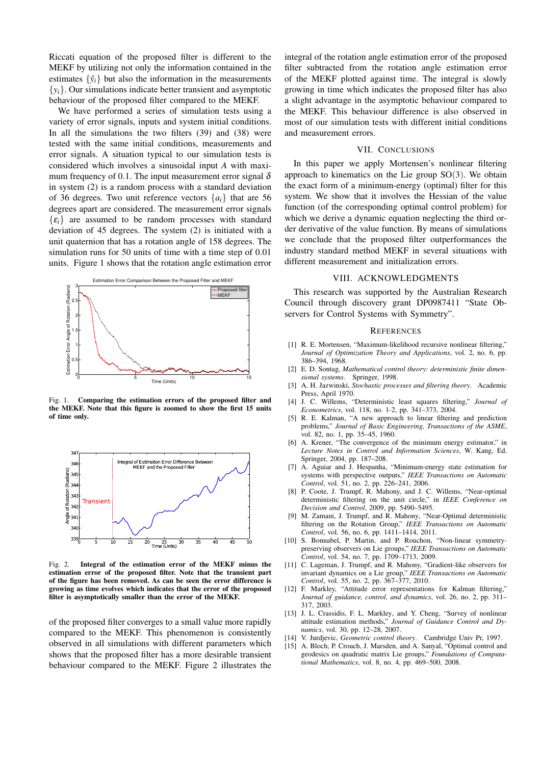Riccati equation of the proposed filter is different to the MEKF by utilizing not only the information contained in the estimates $\{\hat{y}_i\}$ but also the information in the measurements $\{y_i\}$. Our simulations indicate better transient and asymptotic behaviour of the proposed filter compared to the MEKF.

We have performed a series of simulation tests using a variety of error signals, inputs and system initial conditions. In all the simulations the two filters (39) and (38) were tested with the same initial conditions, measurements and error signals. A situation typical to our simulation tests is considered which involves a sinusoidal input $A$ with maximum frequency of 0.1. The input measurement error signal $\delta$ in system (2) is a random process with a standard deviation of 36 degrees. Two unit reference vectors $\{a_i\}$ that are 56 degrees apart are considered. The measurement error signals $\{\varepsilon_i\}$ are assumed to be random processes with standard deviation of 45 degrees. The system (2) is initiated with a unit quaternion that has a rotation angle of 158 degrees. The simulation runs for 50 units of time with a time step of 0.01 units. Figure 1 shows that the rotation angle estimation error of the proposed filter converges to a small value more rapidly compared to the MEKF. This phenomenon is consistently observed in all simulations with different parameters which shows that the proposed filter has a more desirable transient behaviour compared to the MEKF. Figure 2 illustrates the integral of the rotation angle estimation error of the proposed filter subtracted from the rotation angle estimation error of the MEKF plotted against time. The integral is slowly growing in time which indicates the proposed filter has also a slight advantage in the asymptotic behaviour compared to the MEKF. This behaviour difference is also observed in most of our simulation tests with different initial conditions and measurement errors.

Estimation Error Comparison Between the Proposed Filter and MEKF

Proposed filter
MEKF

Estimation Error Angle of Rotation (Radians)

Time (Units)

0 0.5 1 1.5 2 2.5 3

0 5 10 15

Fig. 1. **Comparing the estimation errors of the proposed filter and the MEKF. Note that this figure is zoomed to show the first 15 units of time only.**

Integral of Estimation Error Difference Between MEKF and the Proposed Filter

Transient

Angle of Rotation (Radians)

Time (Units)

339 340 341 342 343 344 345 346 347

0 5 10 15 20 25 30 35 40 45 50

Fig. 2. **Integral of the estimation error of the MEKF minus the estimation error of the proposed filter. Note that the transient part of the figure has been removed. As can be seen the error difference is growing as time evolves which indicates that the error of the proposed filter is asymptotically smaller than the error of the MEKF.**

## VII. Conclusions

In this paper we apply Mortensen's nonlinear filtering approach to kinematics on the Lie group SO(3). We obtain the exact form of a minimum-energy (optimal) filter for this system. We show that it involves the Hessian of the value function (of the corresponding optimal control problem) for which we derive a dynamic equation neglecting the third order derivative of the value function. By means of simulations we conclude that the proposed filter outperformances the industry standard method MEKF in several situations with different measurement and initialization errors.

## VIII. Acknowledgments

This research was supported by the Australian Research Council through discovery grant DP0987411 "State Observers for Control Systems with Symmetry".

## References

[1] R. E. Mortensen, "Maximum-likelihood recursive nonlinear filtering," *Journal of Optimization Theory and Applications*, vol. 2, no. 6, pp. 386–394, 1968.

[2] E. D. Sontag, *Mathematical control theory: deterministic finite dimensional systems*. Springer, 1998.

[3] A. H. Jazwinski, *Stochastic processes and filtering theory*. Academic Press, April 1970.

[4] J. C. Willems, "Deterministic least squares filtering," *Journal of Econometrics*, vol. 118, no. 1-2, pp. 341–373, 2004.

[5] R. E. Kalman, "A new approach to linear filtering and prediction problems," *Journal of Basic Engineering, Transactions of the ASME*, vol. 82, no. 1, pp. 35–45, 1960.

[6] A. Krener, "The convergence of the minimum energy estimator," in *Lecture Notes in Control and Information Sciences*, W. Kang, Ed. Springer, 2004, pp. 187–208.

[7] A. Aguiar and J. Hespanha, "Minimum-energy state estimation for systems with perspective outputs," *IEEE Transactions on Automatic Control*, vol. 51, no. 2, pp. 226–241, 2006.

[8] P. Coote, J. Trumpf, R. Mahony, and J. C. Willems, "Near-optimal deterministic filtering on the unit circle," in *IEEE Conference on Decision and Control*, 2009, pp. 5490–5495.

[9] M. Zamani, J. Trumpf, and R. Mahony, "Near-Optimal deterministic filtering on the Rotation Group," *IEEE Transactions on Automatic Control*, vol. 56, no. 6, pp. 1411–1414, 2011.

[10] S. Bonnabel, P. Martin, and P. Rouchon, "Non-linear symmetry-preserving observers on Lie groups," *IEEE Transactions on Automatic Control*, vol. 54, no. 7, pp. 1709–1713, 2009.

[11] C. Lageman, J. Trumpf, and R. Mahony, "Gradient-like observers for invariant dynamics on a Lie group," *IEEE Transactions on Automatic Control*, vol. 55, no. 2, pp. 367–377, 2010.

[12] F. Markley, "Attitude error representations for Kalman filtering," *Journal of guidance, control, and dynamics*, vol. 26, no. 2, pp. 311–317, 2003.

[13] J. L. Crassidis, F. L. Markley, and Y. Cheng, "Survey of nonlinear attitude estimation methods," *Journal of Guidance Control and Dynamics*, vol. 30, pp. 12–28, 2007.

[14] V. Jurdjevic, *Geometric control theory*. Cambridge Univ Pr, 1997.

[15] A. Bloch, P. Crouch, J. Marsden, and A. Sanyal, "Optimal control and geodesics on quadratic matrix Lie groups," *Foundations of Computational Mathematics*, vol. 8, no. 4, pp. 469–500, 2008.